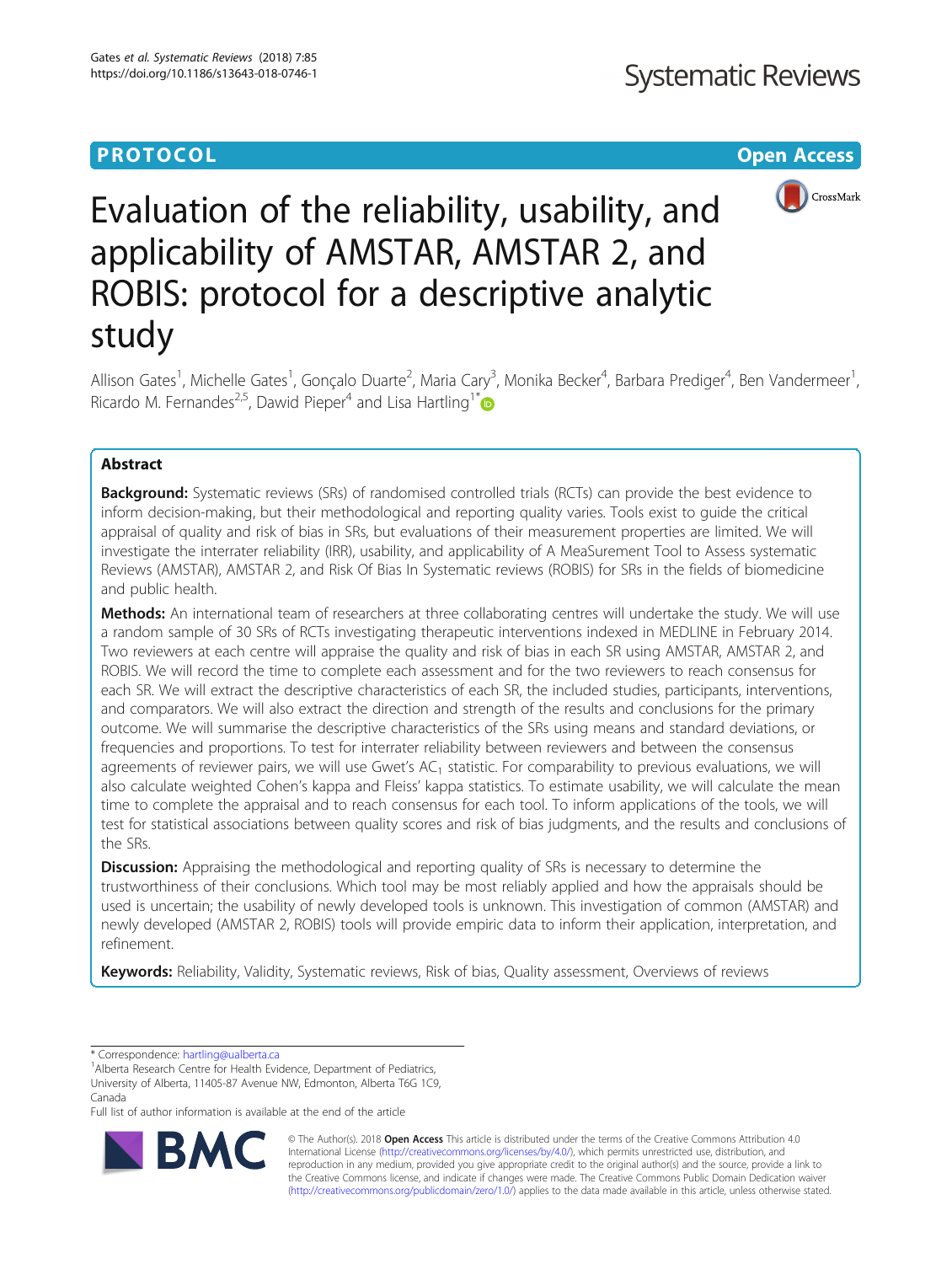PROTOCOL

Open Access

# Evaluation of the reliability, usability, and applicability of AMSTAR, AMSTAR 2, and ROBIS: protocol for a descriptive analytic study

Allison Gates[1], Michelle Gates[1], Gonçalo Duarte[2], Maria Cary[3], Monika Becker[4], Barbara Prediger[4], Ben Vandermeer[1], Ricardo M. Fernandes[2,5], Dawid Pieper[4] and Lisa Hartling[1*]

## Abstract

**Background:** Systematic reviews (SRs) of randomised controlled trials (RCTs) can provide the best evidence to inform decision-making, but their methodological and reporting quality varies. Tools exist to guide the critical appraisal of quality and risk of bias in SRs, but evaluations of their measurement properties are limited. We will investigate the interrater reliability (IRR), usability, and applicability of A MeaSurement Tool to Assess systematic Reviews (AMSTAR), AMSTAR 2, and Risk Of Bias In Systematic reviews (ROBIS) for SRs in the fields of biomedicine and public health.

**Methods:** An international team of researchers at three collaborating centres will undertake the study. We will use a random sample of 30 SRs of RCTs investigating therapeutic interventions indexed in MEDLINE in February 2014. Two reviewers at each centre will appraise the quality and risk of bias in each SR using AMSTAR, AMSTAR 2, and ROBIS. We will record the time to complete each assessment and for the two reviewers to reach consensus for each SR. We will extract the descriptive characteristics of each SR, the included studies, participants, interventions, and comparators. We will also extract the direction and strength of the results and conclusions for the primary outcome. We will summarise the descriptive characteristics of the SRs using means and standard deviations, or frequencies and proportions. To test for interrater reliability between reviewers and between the consensus agreements of reviewer pairs, we will use Gwet's $AC_1$ statistic. For comparability to previous evaluations, we will also calculate weighted Cohen's kappa and Fleiss' kappa statistics. To estimate usability, we will calculate the mean time to complete the appraisal and to reach consensus for each tool. To inform applications of the tools, we will test for statistical associations between quality scores and risk of bias judgments, and the results and conclusions of the SRs.

**Discussion:** Appraising the methodological and reporting quality of SRs is necessary to determine the trustworthiness of their conclusions. Which tool may be most reliably applied and how the appraisals should be used is uncertain; the usability of newly developed tools is unknown. This investigation of common (AMSTAR) and newly developed (AMSTAR 2, ROBIS) tools will provide empiric data to inform their application, interpretation, and refinement.

**Keywords:** Reliability, Validity, Systematic reviews, Risk of bias, Quality assessment, Overviews of reviews

---

* Correspondence: hartling@ualberta.ca

[1]Alberta Research Centre for Health Evidence, Department of Pediatrics, University of Alberta, 11405-87 Avenue NW, Edmonton, Alberta T6G 1C9, Canada

Full list of author information is available at the end of the article

© The Author(s). 2018 **Open Access** This article is distributed under the terms of the Creative Commons Attribution 4.0 International License (http://creativecommons.org/licenses/by/4.0/), which permits unrestricted use, distribution, and reproduction in any medium, provided you give appropriate credit to the original author(s) and the source, provide a link to the Creative Commons license, and indicate if changes were made. The Creative Commons Public Domain Dedication waiver (http://creativecommons.org/publicdomain/zero/1.0/) applies to the data made available in this article, unless otherwise stated.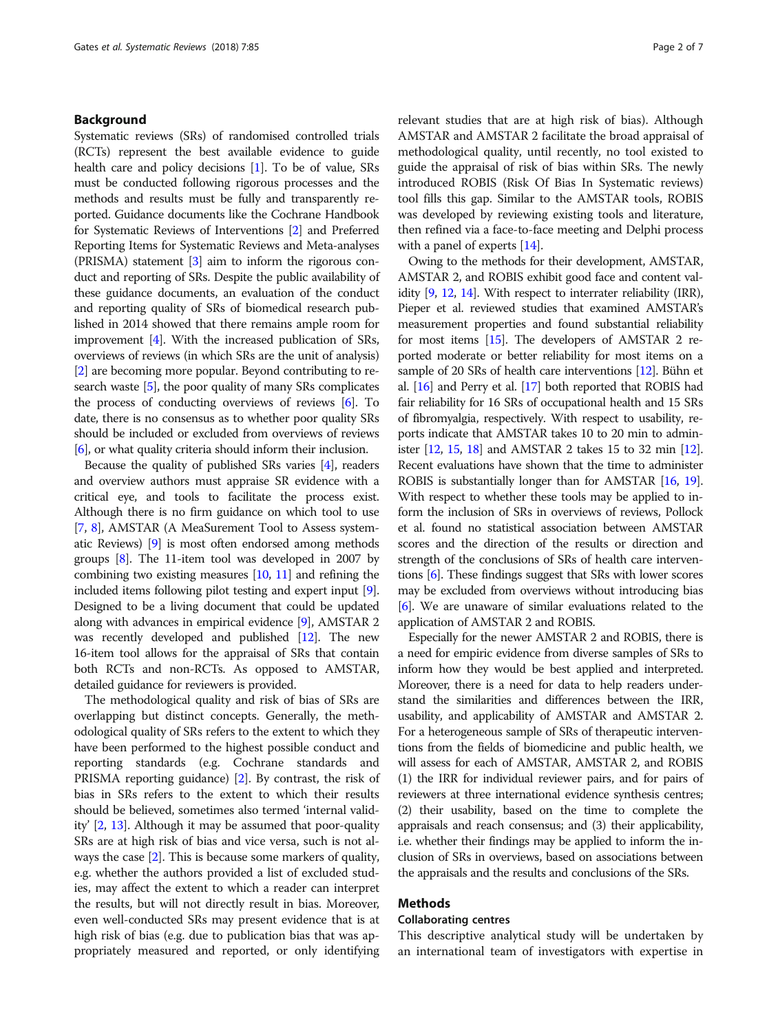## Background

Systematic reviews (SRs) of randomised controlled trials (RCTs) represent the best available evidence to guide health care and policy decisions [1]. To be of value, SRs must be conducted following rigorous processes and the methods and results must be fully and transparently reported. Guidance documents like the Cochrane Handbook for Systematic Reviews of Interventions [2] and Preferred Reporting Items for Systematic Reviews and Meta-analyses (PRISMA) statement [3] aim to inform the rigorous conduct and reporting of SRs. Despite the public availability of these guidance documents, an evaluation of the conduct and reporting quality of SRs of biomedical research published in 2014 showed that there remains ample room for improvement [4]. With the increased publication of SRs, overviews of reviews (in which SRs are the unit of analysis) [2] are becoming more popular. Beyond contributing to research waste [5], the poor quality of many SRs complicates the process of conducting overviews of reviews [6]. To date, there is no consensus as to whether poor quality SRs should be included or excluded from overviews of reviews [6], or what quality criteria should inform their inclusion.

Because the quality of published SRs varies [4], readers and overview authors must appraise SR evidence with a critical eye, and tools to facilitate the process exist. Although there is no firm guidance on which tool to use [7, 8], AMSTAR (A MeaSurement Tool to Assess systematic Reviews) [9] is most often endorsed among methods groups [8]. The 11-item tool was developed in 2007 by combining two existing measures [10, 11] and refining the included items following pilot testing and expert input [9]. Designed to be a living document that could be updated along with advances in empirical evidence [9], AMSTAR 2 was recently developed and published [12]. The new 16-item tool allows for the appraisal of SRs that contain both RCTs and non-RCTs. As opposed to AMSTAR, detailed guidance for reviewers is provided.

The methodological quality and risk of bias of SRs are overlapping but distinct concepts. Generally, the methodological quality of SRs refers to the extent to which they have been performed to the highest possible conduct and reporting standards (e.g. Cochrane standards and PRISMA reporting guidance) [2]. By contrast, the risk of bias in SRs refers to the extent to which their results should be believed, sometimes also termed 'internal validity' [2, 13]. Although it may be assumed that poor-quality SRs are at high risk of bias and vice versa, such is not always the case [2]. This is because some markers of quality, e.g. whether the authors provided a list of excluded studies, may affect the extent to which a reader can interpret the results, but will not directly result in bias. Moreover, even well-conducted SRs may present evidence that is at high risk of bias (e.g. due to publication bias that was appropriately measured and reported, or only identifying relevant studies that are at high risk of bias). Although AMSTAR and AMSTAR 2 facilitate the broad appraisal of methodological quality, until recently, no tool existed to guide the appraisal of risk of bias within SRs. The newly introduced ROBIS (Risk Of Bias In Systematic reviews) tool fills this gap. Similar to the AMSTAR tools, ROBIS was developed by reviewing existing tools and literature, then refined via a face-to-face meeting and Delphi process with a panel of experts [14].

Owing to the methods for their development, AMSTAR, AMSTAR 2, and ROBIS exhibit good face and content validity [9, 12, 14]. With respect to interrater reliability (IRR), Pieper et al. reviewed studies that examined AMSTAR's measurement properties and found substantial reliability for most items [15]. The developers of AMSTAR 2 reported moderate or better reliability for most items on a sample of 20 SRs of health care interventions [12]. Bühn et al. [16] and Perry et al. [17] both reported that ROBIS had fair reliability for 16 SRs of occupational health and 15 SRs of fibromyalgia, respectively. With respect to usability, reports indicate that AMSTAR takes 10 to 20 min to administer [12, 15, 18] and AMSTAR 2 takes 15 to 32 min [12]. Recent evaluations have shown that the time to administer ROBIS is substantially longer than for AMSTAR [16, 19]. With respect to whether these tools may be applied to inform the inclusion of SRs in overviews of reviews, Pollock et al. found no statistical association between AMSTAR scores and the direction of the results or direction and strength of the conclusions of SRs of health care interventions [6]. These findings suggest that SRs with lower scores may be excluded from overviews without introducing bias [6]. We are unaware of similar evaluations related to the application of AMSTAR 2 and ROBIS.

Especially for the newer AMSTAR 2 and ROBIS, there is a need for empiric evidence from diverse samples of SRs to inform how they would be best applied and interpreted. Moreover, there is a need for data to help readers understand the similarities and differences between the IRR, usability, and applicability of AMSTAR and AMSTAR 2. For a heterogeneous sample of SRs of therapeutic interventions from the fields of biomedicine and public health, we will assess for each of AMSTAR, AMSTAR 2, and ROBIS (1) the IRR for individual reviewer pairs, and for pairs of reviewers at three international evidence synthesis centres; (2) their usability, based on the time to complete the appraisals and reach consensus; and (3) their applicability, i.e. whether their findings may be applied to inform the inclusion of SRs in overviews, based on associations between the appraisals and the results and conclusions of the SRs.

## Methods

### Collaborating centres

This descriptive analytical study will be undertaken by an international team of investigators with expertise in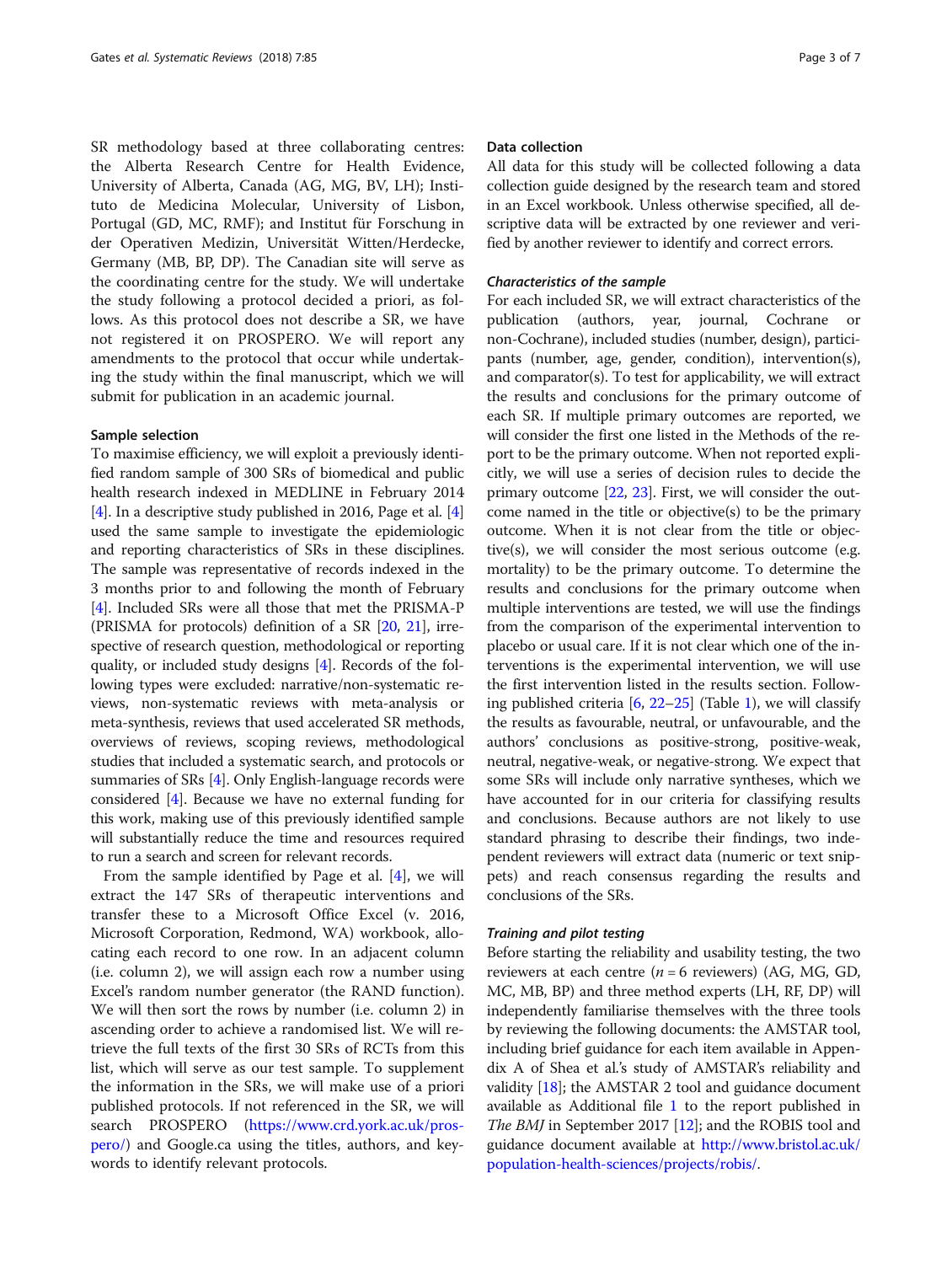SR methodology based at three collaborating centres: the Alberta Research Centre for Health Evidence, University of Alberta, Canada (AG, MG, BV, LH); Instituto de Medicina Molecular, University of Lisbon, Portugal (GD, MC, RMF); and Institut für Forschung in der Operativen Medizin, Universität Witten/Herdecke, Germany (MB, BP, DP). The Canadian site will serve as the coordinating centre for the study. We will undertake the study following a protocol decided a priori, as follows. As this protocol does not describe a SR, we have not registered it on PROSPERO. We will report any amendments to the protocol that occur while undertaking the study within the final manuscript, which we will submit for publication in an academic journal.

### Sample selection

To maximise efficiency, we will exploit a previously identified random sample of 300 SRs of biomedical and public health research indexed in MEDLINE in February 2014 [4]. In a descriptive study published in 2016, Page et al. [4] used the same sample to investigate the epidemiologic and reporting characteristics of SRs in these disciplines. The sample was representative of records indexed in the 3 months prior to and following the month of February [4]. Included SRs were all those that met the PRISMA-P (PRISMA for protocols) definition of a SR [20, 21], irrespective of research question, methodological or reporting quality, or included study designs [4]. Records of the following types were excluded: narrative/non-systematic reviews, non-systematic reviews with meta-analysis or meta-synthesis, reviews that used accelerated SR methods, overviews of reviews, scoping reviews, methodological studies that included a systematic search, and protocols or summaries of SRs [4]. Only English-language records were considered [4]. Because we have no external funding for this work, making use of this previously identified sample will substantially reduce the time and resources required to run a search and screen for relevant records.

From the sample identified by Page et al. [4], we will extract the 147 SRs of therapeutic interventions and transfer these to a Microsoft Office Excel (v. 2016, Microsoft Corporation, Redmond, WA) workbook, allocating each record to one row. In an adjacent column (i.e. column 2), we will assign each row a number using Excel's random number generator (the RAND function). We will then sort the rows by number (i.e. column 2) in ascending order to achieve a randomised list. We will retrieve the full texts of the first 30 SRs of RCTs from this list, which will serve as our test sample. To supplement the information in the SRs, we will make use of a priori published protocols. If not referenced in the SR, we will search PROSPERO (https://www.crd.york.ac.uk/prospero/) and Google.ca using the titles, authors, and keywords to identify relevant protocols.

### Data collection

All data for this study will be collected following a data collection guide designed by the research team and stored in an Excel workbook. Unless otherwise specified, all descriptive data will be extracted by one reviewer and verified by another reviewer to identify and correct errors.

#### *Characteristics of the sample*

For each included SR, we will extract characteristics of the publication (authors, year, journal, Cochrane or non-Cochrane), included studies (number, design), participants (number, age, gender, condition), intervention(s), and comparator(s). To test for applicability, we will extract the results and conclusions for the primary outcome of each SR. If multiple primary outcomes are reported, we will consider the first one listed in the Methods of the report to be the primary outcome. When not reported explicitly, we will use a series of decision rules to decide the primary outcome [22, 23]. First, we will consider the outcome named in the title or objective(s) to be the primary outcome. When it is not clear from the title or objective(s), we will consider the most serious outcome (e.g. mortality) to be the primary outcome. To determine the results and conclusions for the primary outcome when multiple interventions are tested, we will use the findings from the comparison of the experimental intervention to placebo or usual care. If it is not clear which one of the interventions is the experimental intervention, we will use the first intervention listed in the results section. Following published criteria [6, 22–25] (Table 1), we will classify the results as favourable, neutral, or unfavourable, and the authors' conclusions as positive-strong, positive-weak, neutral, negative-weak, or negative-strong. We expect that some SRs will include only narrative syntheses, which we have accounted for in our criteria for classifying results and conclusions. Because authors are not likely to use standard phrasing to describe their findings, two independent reviewers will extract data (numeric or text snippets) and reach consensus regarding the results and conclusions of the SRs.

#### *Training and pilot testing*

Before starting the reliability and usability testing, the two reviewers at each centre ($n = 6$ reviewers) (AG, MG, GD, MC, MB, BP) and three method experts (LH, RF, DP) will independently familiarise themselves with the three tools by reviewing the following documents: the AMSTAR tool, including brief guidance for each item available in Appendix A of Shea et al.'s study of AMSTAR's reliability and validity [18]; the AMSTAR 2 tool and guidance document available as Additional file 1 to the report published in *The BMJ* in September 2017 [12]; and the ROBIS tool and guidance document available at http://www.bristol.ac.uk/population-health-sciences/projects/robis/.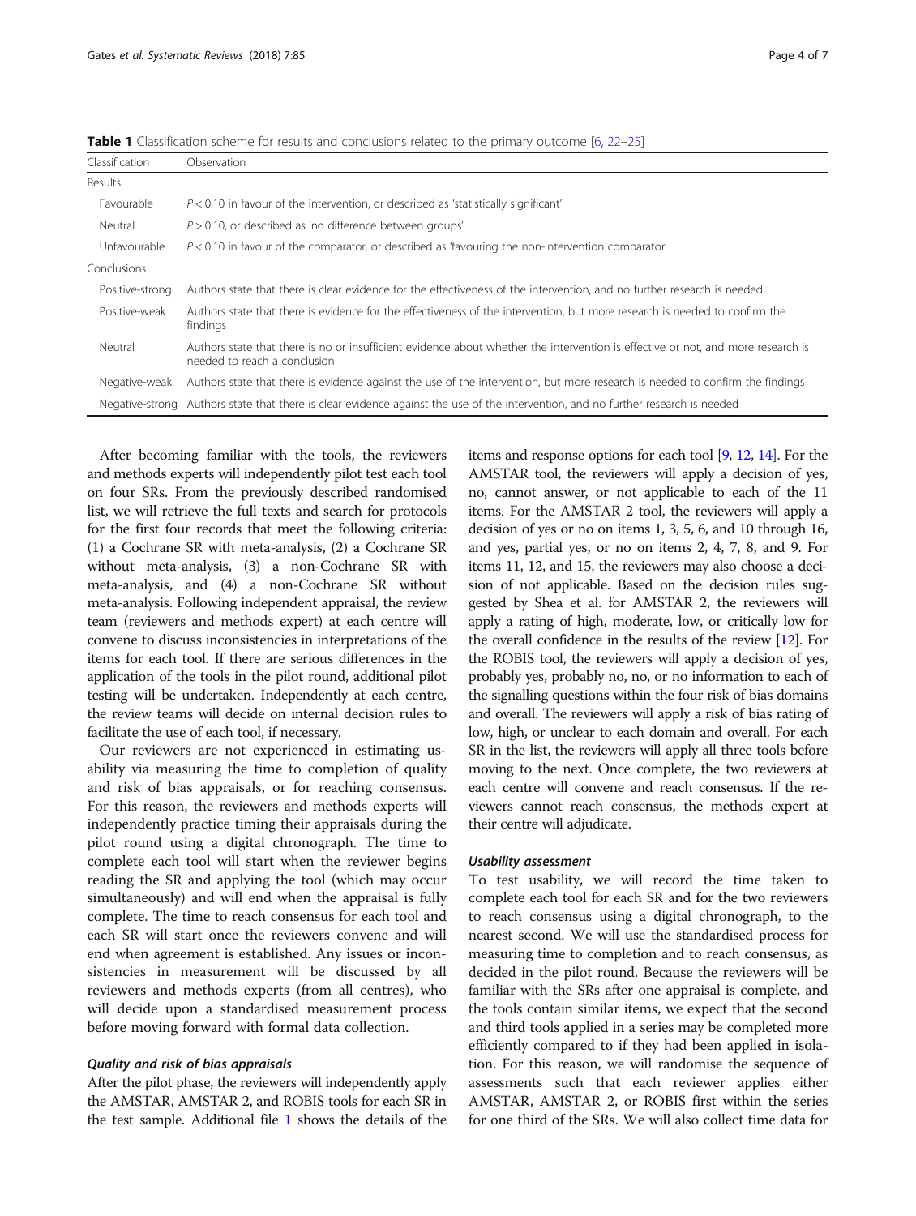**Table 1** Classification scheme for results and conclusions related to the primary outcome [6, 22–25]

| Classification | Observation |
|---|---|
| Results | |
| Favourable | $P < 0.10$ in favour of the intervention, or described as 'statistically significant' |
| Neutral | $P > 0.10$, or described as 'no difference between groups' |
| Unfavourable | $P < 0.10$ in favour of the comparator, or described as 'favouring the non-intervention comparator' |
| Conclusions | |
| Positive-strong | Authors state that there is clear evidence for the effectiveness of the intervention, and no further research is needed |
| Positive-weak | Authors state that there is evidence for the effectiveness of the intervention, but more research is needed to confirm the findings |
| Neutral | Authors state that there is no or insufficient evidence about whether the intervention is effective or not, and more research is needed to reach a conclusion |
| Negative-weak | Authors state that there is evidence against the use of the intervention, but more research is needed to confirm the findings |
| Negative-strong | Authors state that there is clear evidence against the use of the intervention, and no further research is needed |

After becoming familiar with the tools, the reviewers and methods experts will independently pilot test each tool on four SRs. From the previously described randomised list, we will retrieve the full texts and search for protocols for the first four records that meet the following criteria: (1) a Cochrane SR with meta-analysis, (2) a Cochrane SR without meta-analysis, (3) a non-Cochrane SR with meta-analysis, and (4) a non-Cochrane SR without meta-analysis. Following independent appraisal, the review team (reviewers and methods expert) at each centre will convene to discuss inconsistencies in interpretations of the items for each tool. If there are serious differences in the application of the tools in the pilot round, additional pilot testing will be undertaken. Independently at each centre, the review teams will decide on internal decision rules to facilitate the use of each tool, if necessary.

Our reviewers are not experienced in estimating usability via measuring the time to completion of quality and risk of bias appraisals, or for reaching consensus. For this reason, the reviewers and methods experts will independently practice timing their appraisals during the pilot round using a digital chronograph. The time to complete each tool will start when the reviewer begins reading the SR and applying the tool (which may occur simultaneously) and will end when the appraisal is fully complete. The time to reach consensus for each tool and each SR will start once the reviewers convene and will end when agreement is established. Any issues or inconsistencies in measurement will be discussed by all reviewers and methods experts (from all centres), who will decide upon a standardised measurement process before moving forward with formal data collection.

### *Quality and risk of bias appraisals*

After the pilot phase, the reviewers will independently apply the AMSTAR, AMSTAR 2, and ROBIS tools for each SR in the test sample. Additional file 1 shows the details of the items and response options for each tool [9, 12, 14]. For the AMSTAR tool, the reviewers will apply a decision of yes, no, cannot answer, or not applicable to each of the 11 items. For the AMSTAR 2 tool, the reviewers will apply a decision of yes or no on items 1, 3, 5, 6, and 10 through 16, and yes, partial yes, or no on items 2, 4, 7, 8, and 9. For items 11, 12, and 15, the reviewers may also choose a decision of not applicable. Based on the decision rules suggested by Shea et al. for AMSTAR 2, the reviewers will apply a rating of high, moderate, low, or critically low for the overall confidence in the results of the review [12]. For the ROBIS tool, the reviewers will apply a decision of yes, probably yes, probably no, no, or no information to each of the signalling questions within the four risk of bias domains and overall. The reviewers will apply a risk of bias rating of low, high, or unclear to each domain and overall. For each SR in the list, the reviewers will apply all three tools before moving to the next. Once complete, the two reviewers at each centre will convene and reach consensus. If the reviewers cannot reach consensus, the methods expert at their centre will adjudicate.

### *Usability assessment*

To test usability, we will record the time taken to complete each tool for each SR and for the two reviewers to reach consensus using a digital chronograph, to the nearest second. We will use the standardised process for measuring time to completion and to reach consensus, as decided in the pilot round. Because the reviewers will be familiar with the SRs after one appraisal is complete, and the tools contain similar items, we expect that the second and third tools applied in a series may be completed more efficiently compared to if they had been applied in isolation. For this reason, we will randomise the sequence of assessments such that each reviewer applies either AMSTAR, AMSTAR 2, or ROBIS first within the series for one third of the SRs. We will also collect time data for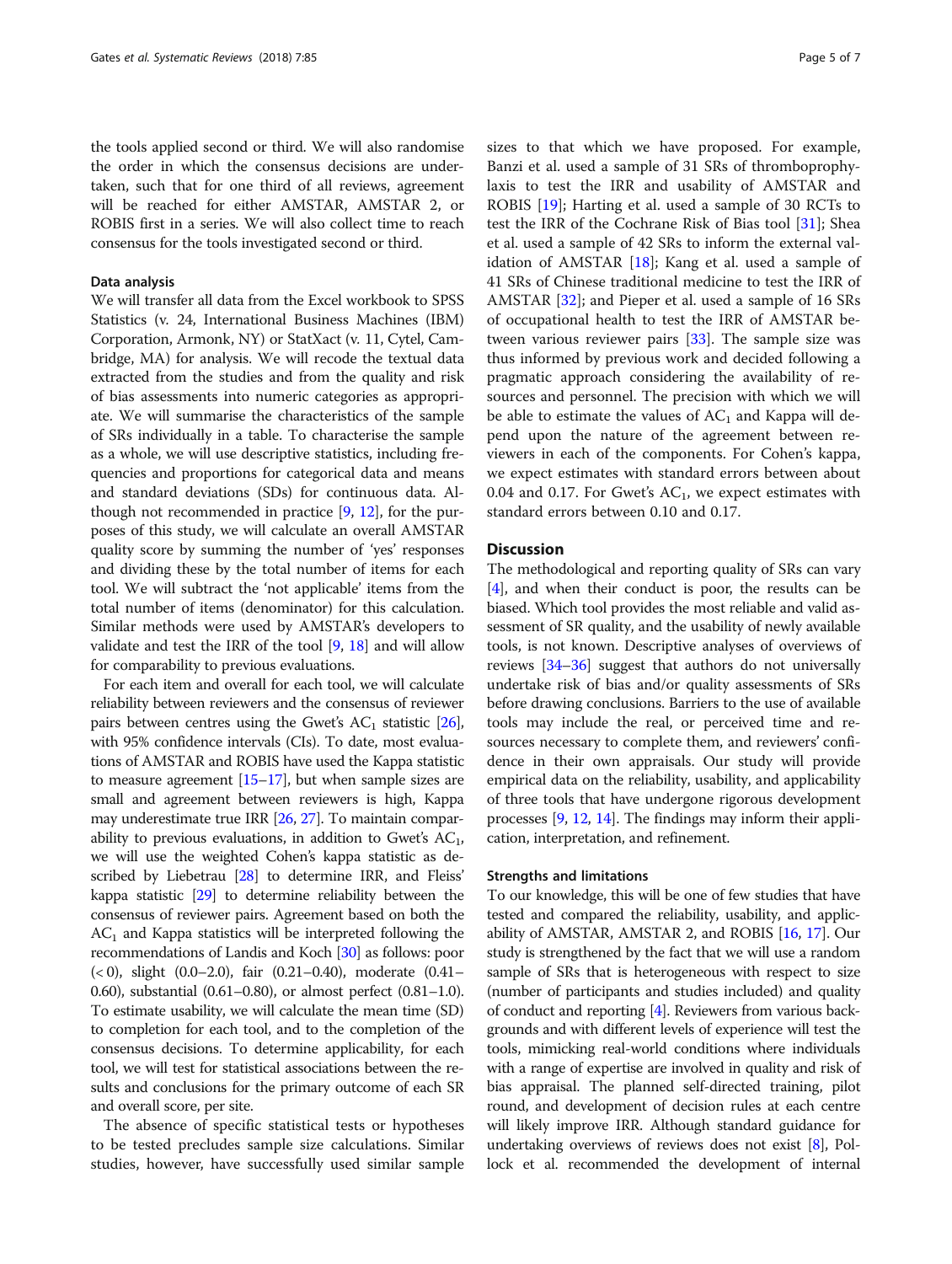the tools applied second or third. We will also randomise the order in which the consensus decisions are undertaken, such that for one third of all reviews, agreement will be reached for either AMSTAR, AMSTAR 2, or ROBIS first in a series. We will also collect time to reach consensus for the tools investigated second or third.

### Data analysis

We will transfer all data from the Excel workbook to SPSS Statistics (v. 24, International Business Machines (IBM) Corporation, Armonk, NY) or StatXact (v. 11, Cytel, Cambridge, MA) for analysis. We will recode the textual data extracted from the studies and from the quality and risk of bias assessments into numeric categories as appropriate. We will summarise the characteristics of the sample of SRs individually in a table. To characterise the sample as a whole, we will use descriptive statistics, including frequencies and proportions for categorical data and means and standard deviations (SDs) for continuous data. Although not recommended in practice [9, 12], for the purposes of this study, we will calculate an overall AMSTAR quality score by summing the number of 'yes' responses and dividing these by the total number of items for each tool. We will subtract the 'not applicable' items from the total number of items (denominator) for this calculation. Similar methods were used by AMSTAR's developers to validate and test the IRR of the tool [9, 18] and will allow for comparability to previous evaluations.

For each item and overall for each tool, we will calculate reliability between reviewers and the consensus of reviewer pairs between centres using the Gwet's $AC_1$ statistic [26], with 95% confidence intervals (CIs). To date, most evaluations of AMSTAR and ROBIS have used the Kappa statistic to measure agreement [15–17], but when sample sizes are small and agreement between reviewers is high, Kappa may underestimate true IRR [26, 27]. To maintain comparability to previous evaluations, in addition to Gwet's $AC_1$, we will use the weighted Cohen's kappa statistic as described by Liebetrau [28] to determine IRR, and Fleiss' kappa statistic [29] to determine reliability between the consensus of reviewer pairs. Agreement based on both the $AC_1$ and Kappa statistics will be interpreted following the recommendations of Landis and Koch [30] as follows: poor (< 0), slight (0.0–2.0), fair (0.21–0.40), moderate (0.41–0.60), substantial (0.61–0.80), or almost perfect (0.81–1.0). To estimate usability, we will calculate the mean time (SD) to completion for each tool, and to the completion of the consensus decisions. To determine applicability, for each tool, we will test for statistical associations between the results and conclusions for the primary outcome of each SR and overall score, per site.

The absence of specific statistical tests or hypotheses to be tested precludes sample size calculations. Similar studies, however, have successfully used similar sample sizes to that which we have proposed. For example, Banzi et al. used a sample of 31 SRs of thromboprophylaxis to test the IRR and usability of AMSTAR and ROBIS [19]; Harting et al. used a sample of 30 RCTs to test the IRR of the Cochrane Risk of Bias tool [31]; Shea et al. used a sample of 42 SRs to inform the external validation of AMSTAR [18]; Kang et al. used a sample of 41 SRs of Chinese traditional medicine to test the IRR of AMSTAR [32]; and Pieper et al. used a sample of 16 SRs of occupational health to test the IRR of AMSTAR between various reviewer pairs [33]. The sample size was thus informed by previous work and decided following a pragmatic approach considering the availability of resources and personnel. The precision with which we will be able to estimate the values of $AC_1$ and Kappa will depend upon the nature of the agreement between reviewers in each of the components. For Cohen's kappa, we expect estimates with standard errors between about 0.04 and 0.17. For Gwet's $AC_1$, we expect estimates with standard errors between 0.10 and 0.17.

## Discussion

The methodological and reporting quality of SRs can vary [4], and when their conduct is poor, the results can be biased. Which tool provides the most reliable and valid assessment of SR quality, and the usability of newly available tools, is not known. Descriptive analyses of overviews of reviews [34–36] suggest that authors do not universally undertake risk of bias and/or quality assessments of SRs before drawing conclusions. Barriers to the use of available tools may include the real, or perceived time and resources necessary to complete them, and reviewers' confidence in their own appraisals. Our study will provide empirical data on the reliability, usability, and applicability of three tools that have undergone rigorous development processes [9, 12, 14]. The findings may inform their application, interpretation, and refinement.

### Strengths and limitations

To our knowledge, this will be one of few studies that have tested and compared the reliability, usability, and applicability of AMSTAR, AMSTAR 2, and ROBIS [16, 17]. Our study is strengthened by the fact that we will use a random sample of SRs that is heterogeneous with respect to size (number of participants and studies included) and quality of conduct and reporting [4]. Reviewers from various backgrounds and with different levels of experience will test the tools, mimicking real-world conditions where individuals with a range of expertise are involved in quality and risk of bias appraisal. The planned self-directed training, pilot round, and development of decision rules at each centre will likely improve IRR. Although standard guidance for undertaking overviews of reviews does not exist [8], Pollock et al. recommended the development of internal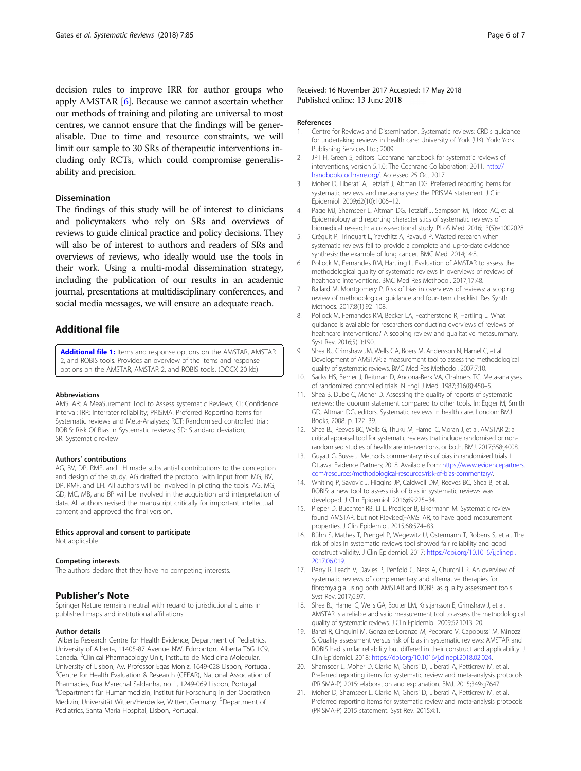decision rules to improve IRR for author groups who apply AMSTAR [6]. Because we cannot ascertain whether our methods of training and piloting are universal to most centres, we cannot ensure that the findings will be generalisable. Due to time and resource constraints, we will limit our sample to 30 SRs of therapeutic interventions including only RCTs, which could compromise generalisability and precision.

### Dissemination

The findings of this study will be of interest to clinicians and policymakers who rely on SRs and overviews of reviews to guide clinical practice and policy decisions. They will also be of interest to authors and readers of SRs and overviews of reviews, who ideally would use the tools in their work. Using a multi-modal dissemination strategy, including the publication of our results in an academic journal, presentations at multidisciplinary conferences, and social media messages, we will ensure an adequate reach.

## Additional file

**Additional file 1:** Items and response options on the AMSTAR, AMSTAR 2, and ROBIS tools. Provides an overview of the items and response options on the AMSTAR, AMSTAR 2, and ROBIS tools. (DOCX 20 kb)

#### Abbreviations

AMSTAR: A MeaSurement Tool to Assess systematic Reviews; CI: Confidence interval; IRR: Interrater reliability; PRISMA: Preferred Reporting Items for Systematic reviews and Meta-Analyses; RCT: Randomised controlled trial; ROBIS: Risk Of Bias In Systematic reviews; SD: Standard deviation; SR: Systematic review

#### Authors' contributions

AG, BV, DP, RMF, and LH made substantial contributions to the conception and design of the study. AG drafted the protocol with input from MG, BV, DP, RMF, and LH. All authors will be involved in piloting the tools. AG, MG, GD, MC, MB, and BP will be involved in the acquisition and interpretation of data. All authors revised the manuscript critically for important intellectual content and approved the final version.

#### Ethics approval and consent to participate

Not applicable

#### Competing interests

The authors declare that they have no competing interests.

### Publisher's Note

Springer Nature remains neutral with regard to jurisdictional claims in published maps and institutional affiliations.

#### Author details

[1]Alberta Research Centre for Health Evidence, Department of Pediatrics, University of Alberta, 11405-87 Avenue NW, Edmonton, Alberta T6G 1C9, Canada. [2]Clinical Pharmacology Unit, Instituto de Medicina Molecular, University of Lisbon, Av. Professor Egas Moniz, 1649-028 Lisbon, Portugal. [3]Centre for Health Evaluation & Research (CEFAR), National Association of Pharmacies, Rua Marechal Saldanha, no 1, 1249-069 Lisbon, Portugal. [4]Department für Humanmedizin, Institut für Forschung in der Operativen Medizin, Universität Witten/Herdecke, Witten, Germany. [5]Department of Pediatrics, Santa Maria Hospital, Lisbon, Portugal.

Received: 16 November 2017 Accepted: 17 May 2018
Published online: 13 June 2018

#### References

1. Centre for Reviews and Dissemination. Systematic reviews: CRD's guidance for undertaking reviews in health care: University of York (UK). York: York Publishing Services Ltd.; 2009.
2. JPT H, Green S, editors. Cochrane handbook for systematic reviews of interventions, version 5.1.0: The Cochrane Collaboration; 2011. http://handbook.cochrane.org/. Accessed 25 Oct 2017
3. Moher D, Liberati A, Tetzlaff J, Altman DG. Preferred reporting items for systematic reviews and meta-analyses: the PRISMA statement. J Clin Epidemiol. 2009;62(10):1006–12.
4. Page MJ, Shamseer L, Altman DG, Tetzlaff J, Sampson M, Tricco AC, et al. Epidemiology and reporting characteristics of systematic reviews of biomedical research: a cross-sectional study. PLoS Med. 2016;13(5):e1002028.
5. Créquit P, Trinquart L, Yavchitz A, Ravaud P. Wasted research when systematic reviews fail to provide a complete and up-to-date evidence synthesis: the example of lung cancer. BMC Med. 2014;14:8.
6. Pollock M, Fernandes RM, Hartling L. Evaluation of AMSTAR to assess the methodological quality of systematic reviews in overviews of reviews of healthcare interventions. BMC Med Res Methodol. 2017;17:48.
7. Ballard M, Montgomery P. Risk of bias in overviews of reviews: a scoping review of methodological guidance and four-item checklist. Res Synth Methods. 2017;8(1):92–108.
8. Pollock M, Fernandes RM, Becker LA, Featherstone R, Hartling L. What guidance is available for researchers conducting overviews of reviews of healthcare interventions? A scoping review and qualitative metasummary. Syst Rev. 2016;5(1):190.
9. Shea BJ, Grimshaw JM, Wells GA, Boers M, Andersson N, Hamel C, et al. Development of AMSTAR: a measurement tool to assess the methodological quality of systematic reviews. BMC Med Res Methodol. 2007;7:10.
10. Sacks HS, Berrier J, Reitman D, Ancona-Berk VA, Chalmers TC. Meta-analyses of randomized controlled trials. N Engl J Med. 1987;316(8):450–5.
11. Shea B, Dube C, Moher D. Assessing the quality of reports of systematic reviews: the quorum statement compared to other tools. In: Egger M, Smith GD, Altman DG, editors. Systematic reviews in health care. London: BMJ Books; 2008. p. 122–39.
12. Shea BJ, Reeves BC, Wells G, Thuku M, Hamel C, Moran J, et al. AMSTAR 2: a critical appraisal tool for systematic reviews that include randomised or non-randomised studies of healthcare interventions, or both. BMJ. 2017;358:j4008.
13. Guyatt G, Busse J. Methods commentary: risk of bias in randomized trials 1. Ottawa: Evidence Partners; 2018. Available from: https://www.evidencepartners.com/resources/methodological-resources/risk-of-bias-commentary/.
14. Whiting P, Savovic J, Higgins JP, Caldwell DM, Reeves BC, Shea B, et al. ROBIS: a new tool to assess risk of bias in systematic reviews was developed. J Clin Epidemiol. 2016;69:225–34.
15. Pieper D, Buechter RB, Li L, Prediger B, Eikermann M. Systematic review found AMSTAR, but not R(evised)-AMSTAR, to have good measurement properties. J Clin Epidemiol. 2015;68:574–83.
16. Bühn S, Mathes T, Prengel P, Wegewitz U, Ostermann T, Robens S, et al. The risk of bias in systematic reviews tool showed fair reliability and good construct validity. J Clin Epidemiol. 2017; https://doi.org/10.1016/j.jclinepi.2017.06.019.
17. Perry R, Leach V, Davies P, Penfold C, Ness A, Churchill R. An overview of systematic reviews of complementary and alternative therapies for fibromyalgia using both AMSTAR and ROBIS as quality assessment tools. Syst Rev. 2017;6:97.
18. Shea BJ, Hamel C, Wells GA, Bouter LM, Kristjansson E, Grimshaw J, et al. AMSTAR is a reliable and valid measurement tool to assess the methodological quality of systematic reviews. J Clin Epidemiol. 2009;62:1013–20.
19. Banzi R, Cinquini M, Gonzalez-Lorenzo M, Pecoraro V, Capobussi M, Minozzi S. Quality assessment versus risk of bias in systematic reviews: AMSTAR and ROBIS had similar reliability but differed in their construct and applicability. J Clin Epidemiol. 2018; https://doi.org/10.1016/j.clinepi.2018.02.024.
20. Shamseer L, Moher D, Clarke M, Ghersi D, Liberati A, Petticrew M, et al. Preferred reporting items for systematic review and meta-analysis protocols (PRISMA-P) 2015: elaboration and explanation. BMJ. 2015;349:g7647.
21. Moher D, Shamseer L, Clarke M, Ghersi D, Liberati A, Petticrew M, et al. Preferred reporting items for systematic review and meta-analysis protocols (PRISMA-P) 2015 statement. Syst Rev. 2015;4:1.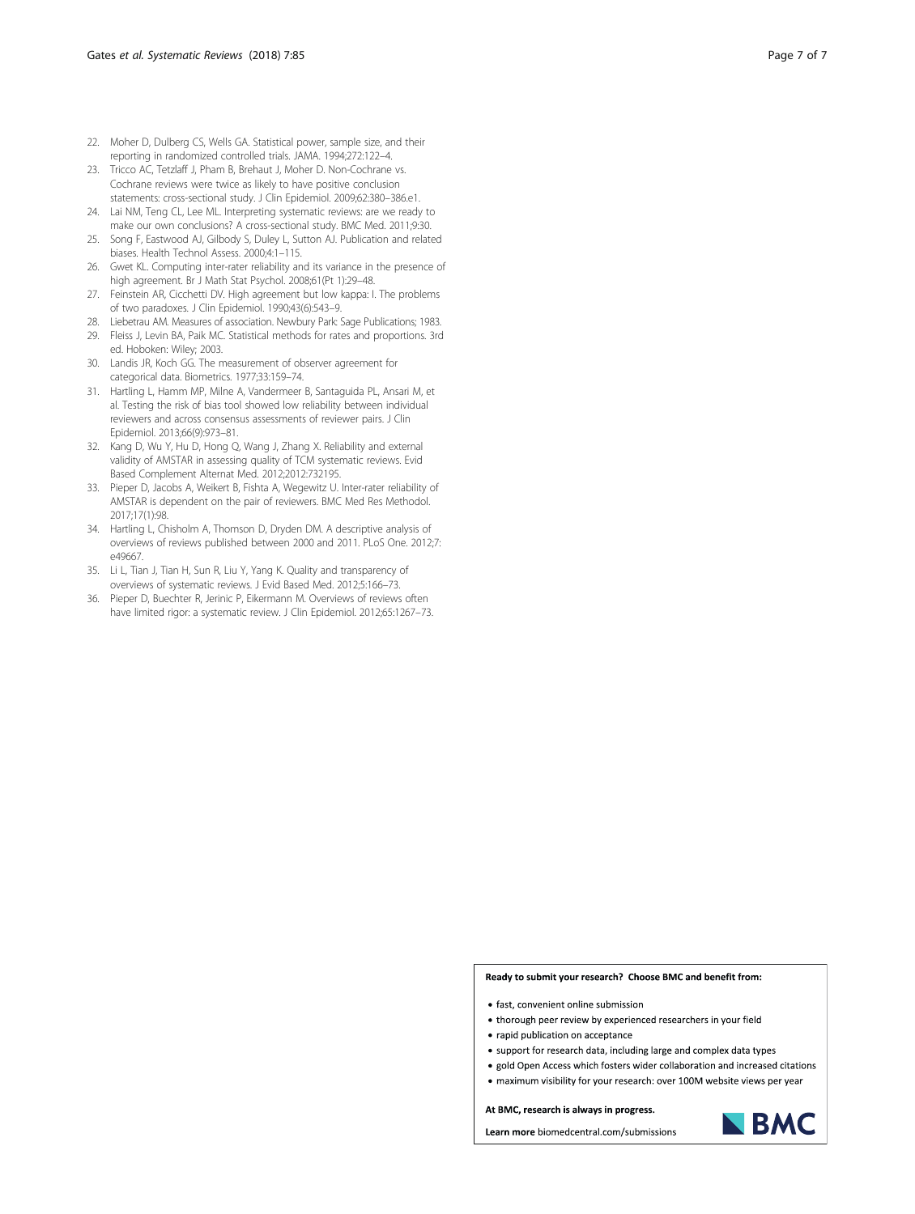22. Moher D, Dulberg CS, Wells GA. Statistical power, sample size, and their reporting in randomized controlled trials. JAMA. 1994;272:122–4.
23. Tricco AC, Tetzlaff J, Pham B, Brehaut J, Moher D. Non-Cochrane vs. Cochrane reviews were twice as likely to have positive conclusion statements: cross-sectional study. J Clin Epidemiol. 2009;62:380–386.e1.
24. Lai NM, Teng CL, Lee ML. Interpreting systematic reviews: are we ready to make our own conclusions? A cross-sectional study. BMC Med. 2011;9:30.
25. Song F, Eastwood AJ, Gilbody S, Duley L, Sutton AJ. Publication and related biases. Health Technol Assess. 2000;4:1–115.
26. Gwet KL. Computing inter-rater reliability and its variance in the presence of high agreement. Br J Math Stat Psychol. 2008;61(Pt 1):29–48.
27. Feinstein AR, Cicchetti DV. High agreement but low kappa: I. The problems of two paradoxes. J Clin Epidemiol. 1990;43(6):543–9.
28. Liebetrau AM. Measures of association. Newbury Park: Sage Publications; 1983.
29. Fleiss J, Levin BA, Paik MC. Statistical methods for rates and proportions. 3rd ed. Hoboken: Wiley; 2003.
30. Landis JR, Koch GG. The measurement of observer agreement for categorical data. Biometrics. 1977;33:159–74.
31. Hartling L, Hamm MP, Milne A, Vandermeer B, Santaguida PL, Ansari M, et al. Testing the risk of bias tool showed low reliability between individual reviewers and across consensus assessments of reviewer pairs. J Clin Epidemiol. 2013;66(9):973–81.
32. Kang D, Wu Y, Hu D, Hong Q, Wang J, Zhang X. Reliability and external validity of AMSTAR in assessing quality of TCM systematic reviews. Evid Based Complement Alternat Med. 2012;2012:732195.
33. Pieper D, Jacobs A, Weikert B, Fishta A, Wegewitz U. Inter-rater reliability of AMSTAR is dependent on the pair of reviewers. BMC Med Res Methodol. 2017;17(1):98.
34. Hartling L, Chisholm A, Thomson D, Dryden DM. A descriptive analysis of overviews of reviews published between 2000 and 2011. PLoS One. 2012;7:e49667.
35. Li L, Tian J, Tian H, Sun R, Liu Y, Yang K. Quality and transparency of overviews of systematic reviews. J Evid Based Med. 2012;5:166–73.
36. Pieper D, Buechter R, Jerinic P, Eikermann M. Overviews of reviews often have limited rigor: a systematic review. J Clin Epidemiol. 2012;65:1267–73.

**Ready to submit your research? Choose BMC and benefit from:**

- fast, convenient online submission
- thorough peer review by experienced researchers in your field
- rapid publication on acceptance
- support for research data, including large and complex data types
- gold Open Access which fosters wider collaboration and increased citations
- maximum visibility for your research: over 100M website views per year

**At BMC, research is always in progress.**

**Learn more** biomedcentral.com/submissions

BMC